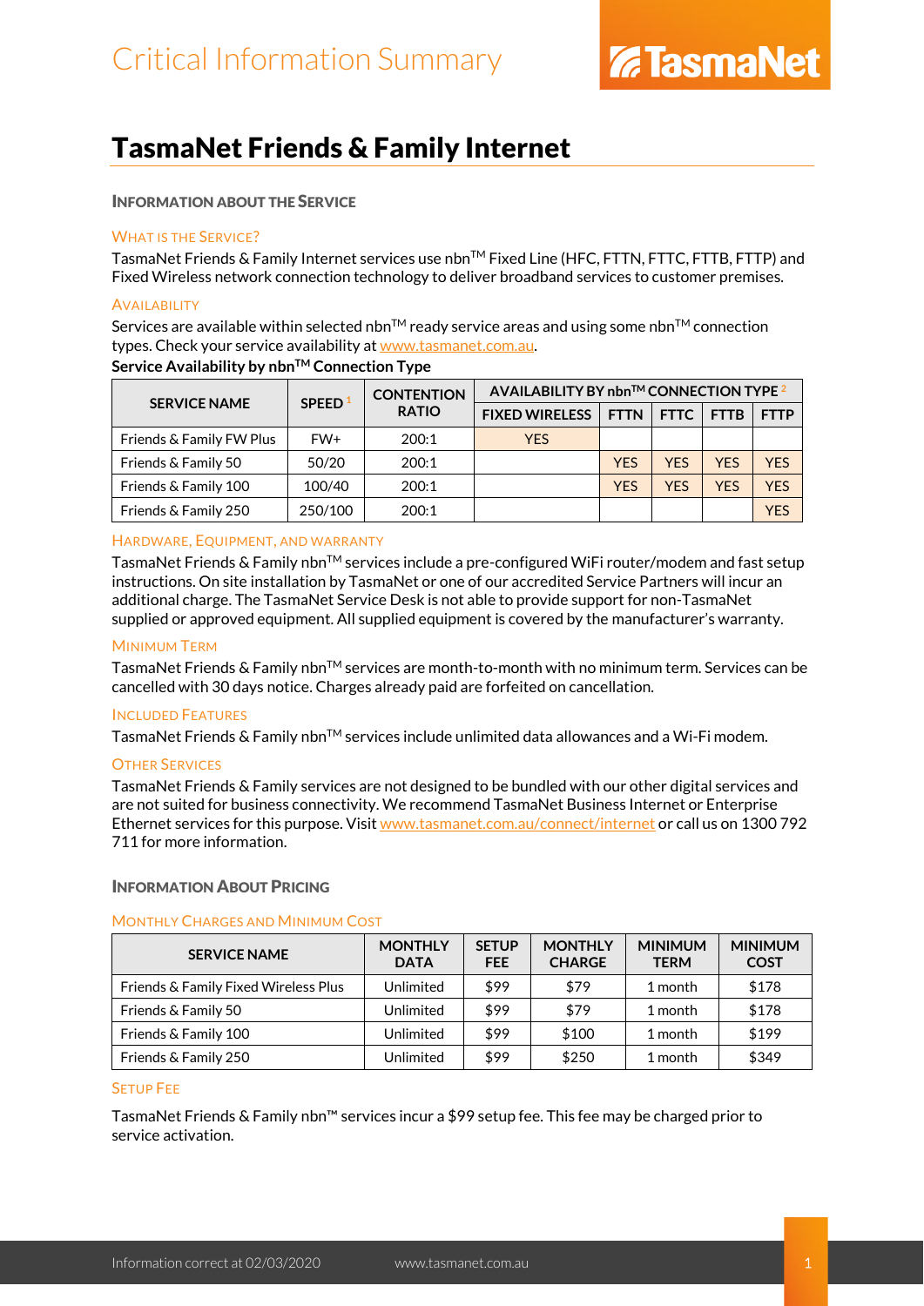# Critical Information Summary

TasmaNet

# TasmaNet Friends & Family Internet

## Information about the Service

### What is the Service?

TasmaNet Friends & Family Internet services use nbn™ Fixed Line (HFC, FTTN, FTTC, FTTB, FTTP) and Fixed Wireless network connection technology to deliver broadband services to customer premises.

### Availability

Services are available within selected nbn™ ready service areas and using some nbn™ connection types. Check your service availability at www.tasmanet.com.au.

**Service Availability by nbn™ Connection Type**

| SERVICE NAME | SPEED [1] | CONTENTION RATIO | AVAILABILITY BY nbn™ CONNECTION TYPE [2] | | | | |
|---|---|---|---|---|---|---|---|
| | | | FIXED WIRELESS | FTTN | FTTC | FTTB | FTTP |
| Friends & Family FW Plus | FW+ | 200:1 | YES | | | | |
| Friends & Family 50 | 50/20 | 200:1 | | YES | YES | YES | YES |
| Friends & Family 100 | 100/40 | 200:1 | | YES | YES | YES | YES |
| Friends & Family 250 | 250/100 | 200:1 | | | | | YES |

### Hardware, Equipment, and Warranty

TasmaNet Friends & Family nbn™ services include a pre-configured WiFi router/modem and fast setup instructions. On site installation by TasmaNet or one of our accredited Service Partners will incur an additional charge. The TasmaNet Service Desk is not able to provide support for non-TasmaNet supplied or approved equipment. All supplied equipment is covered by the manufacturer's warranty.

### Minimum Term

TasmaNet Friends & Family nbn™ services are month-to-month with no minimum term. Services can be cancelled with 30 days notice. Charges already paid are forfeited on cancellation.

### Included Features

TasmaNet Friends & Family nbn™ services include unlimited data allowances and a Wi-Fi modem.

### Other Services

TasmaNet Friends & Family services are not designed to be bundled with our other digital services and are not suited for business connectivity. We recommend TasmaNet Business Internet or Enterprise Ethernet services for this purpose. Visit www.tasmanet.com.au/connect/internet or call us on 1300 792 711 for more information.

## Information About Pricing

### Monthly Charges and Minimum Cost

| SERVICE NAME | MONTHLY DATA | SETUP FEE | MONTHLY CHARGE | MINIMUM TERM | MINIMUM COST |
|---|---|---|---|---|---|
| Friends & Family Fixed Wireless Plus | Unlimited | $99 | $79 | 1 month | $178 |
| Friends & Family 50 | Unlimited | $99 | $79 | 1 month | $178 |
| Friends & Family 100 | Unlimited | $99 | $100 | 1 month | $199 |
| Friends & Family 250 | Unlimited | $99 | $250 | 1 month | $349 |

### Setup Fee

TasmaNet Friends & Family nbn™ services incur a $99 setup fee. This fee may be charged prior to service activation.

Information correct at 02/03/2020 www.tasmanet.com.au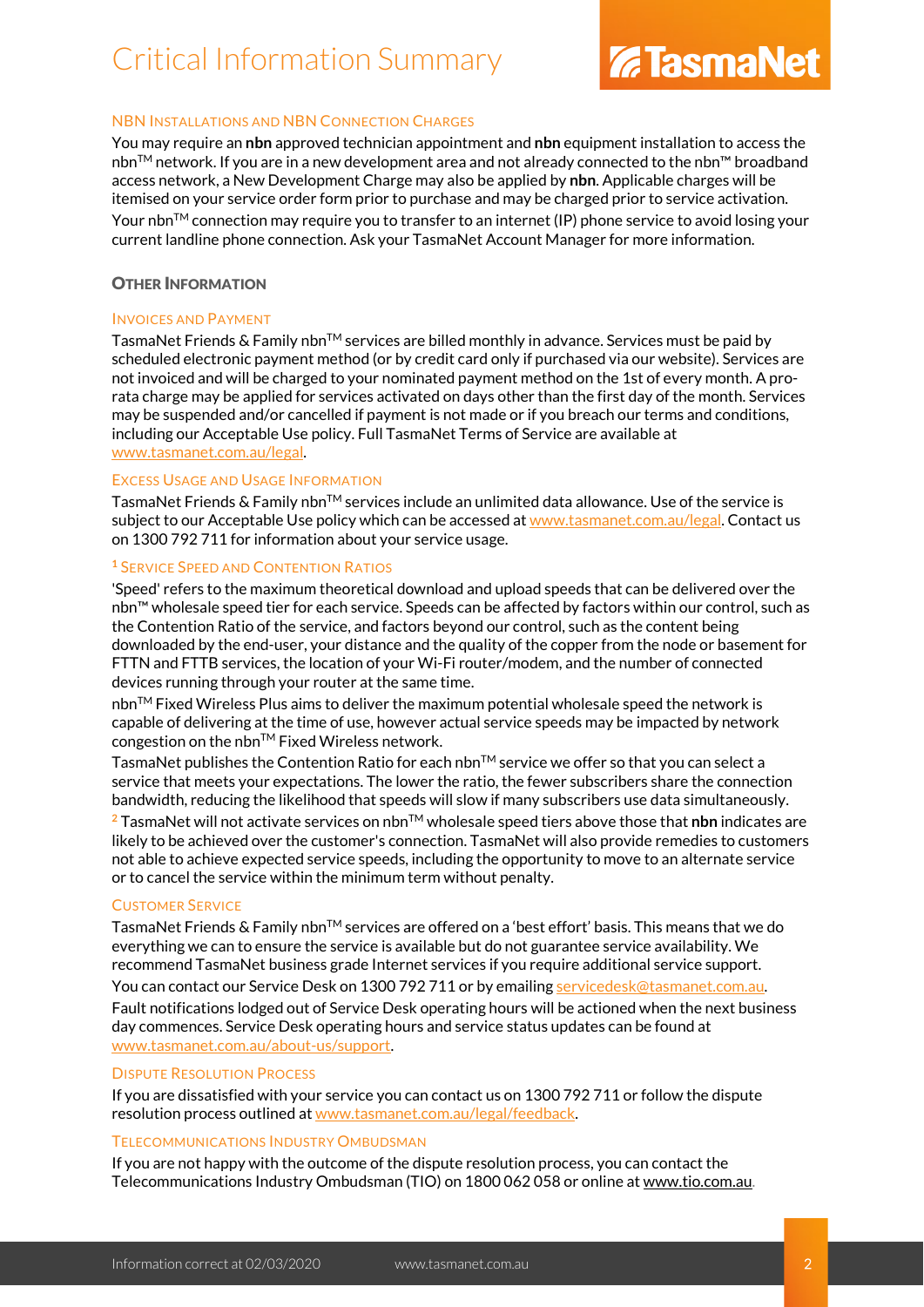## NBN Installations and NBN Connection Charges

You may require an **nbn** approved technician appointment and **nbn** equipment installation to access the nbn™ network. If you are in a new development area and not already connected to the nbn™ broadband access network, a New Development Charge may also be applied by **nbn**. Applicable charges will be itemised on your service order form prior to purchase and may be charged prior to service activation.

Your nbn™ connection may require you to transfer to an internet (IP) phone service to avoid losing your current landline phone connection. Ask your TasmaNet Account Manager for more information.

# Other Information

## Invoices and Payment

TasmaNet Friends & Family nbn™ services are billed monthly in advance. Services must be paid by scheduled electronic payment method (or by credit card only if purchased via our website). Services are not invoiced and will be charged to your nominated payment method on the 1st of every month. A pro-rata charge may be applied for services activated on days other than the first day of the month. Services may be suspended and/or cancelled if payment is not made or if you breach our terms and conditions, including our Acceptable Use policy. Full TasmaNet Terms of Service are available at www.tasmanet.com.au/legal.

## Excess Usage and Usage Information

TasmaNet Friends & Family nbn™ services include an unlimited data allowance. Use of the service is subject to our Acceptable Use policy which can be accessed at www.tasmanet.com.au/legal. Contact us on 1300 792 711 for information about your service usage.

## [1] Service Speed and Contention Ratios

'Speed' refers to the maximum theoretical download and upload speeds that can be delivered over the nbn™ wholesale speed tier for each service. Speeds can be affected by factors within our control, such as the Contention Ratio of the service, and factors beyond our control, such as the content being downloaded by the end-user, your distance and the quality of the copper from the node or basement for FTTN and FTTB services, the location of your Wi-Fi router/modem, and the number of connected devices running through your router at the same time.

nbn™ Fixed Wireless Plus aims to deliver the maximum potential wholesale speed the network is capable of delivering at the time of use, however actual service speeds may be impacted by network congestion on the nbn™ Fixed Wireless network.

TasmaNet publishes the Contention Ratio for each nbn™ service we offer so that you can select a service that meets your expectations. The lower the ratio, the fewer subscribers share the connection bandwidth, reducing the likelihood that speeds will slow if many subscribers use data simultaneously.

[2] TasmaNet will not activate services on nbn™ wholesale speed tiers above those that **nbn** indicates are likely to be achieved over the customer's connection. TasmaNet will also provide remedies to customers not able to achieve expected service speeds, including the opportunity to move to an alternate service or to cancel the service within the minimum term without penalty.

## Customer Service

TasmaNet Friends & Family nbn™ services are offered on a 'best effort' basis. This means that we do everything we can to ensure the service is available but do not guarantee service availability. We recommend TasmaNet business grade Internet services if you require additional service support.

You can contact our Service Desk on 1300 792 711 or by emailing servicedesk@tasmanet.com.au.

Fault notifications lodged out of Service Desk operating hours will be actioned when the next business day commences. Service Desk operating hours and service status updates can be found at www.tasmanet.com.au/about-us/support.

## Dispute Resolution Process

If you are dissatisfied with your service you can contact us on 1300 792 711 or follow the dispute resolution process outlined at www.tasmanet.com.au/legal/feedback.

## Telecommunications Industry Ombudsman

If you are not happy with the outcome of the dispute resolution process, you can contact the Telecommunications Industry Ombudsman (TIO) on 1800 062 058 or online at www.tio.com.au.

Information correct at 02/03/2020